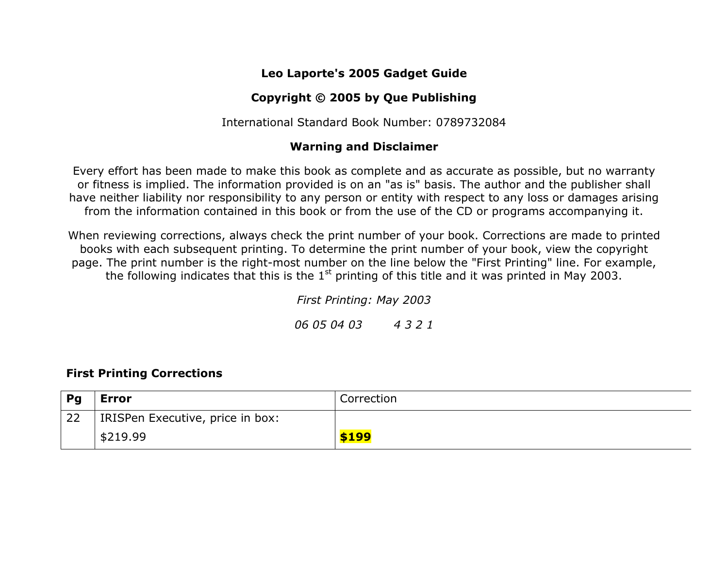**Leo Laporte's 2005 Gadget Guide**

**Copyright © 2005 by Que Publishing**

International Standard Book Number: 0789732084

**Warning and Disclaimer**

Every effort has been made to make this book as complete and as accurate as possible, but no warranty or fitness is implied. The information provided is on an "as is" basis. The author and the publisher shall have neither liability nor responsibility to any person or entity with respect to any loss or damages arising from the information contained in this book or from the use of the CD or programs accompanying it.

When reviewing corrections, always check the print number of your book. Corrections are made to printed books with each subsequent printing. To determine the print number of your book, view the copyright page. The print number is the right-most number on the line below the "First Printing" line. For example, the following indicates that this is the 1st printing of this title and it was printed in May 2003.

*First Printing: May 2003*

*06 05 04 03        4 3 2 1*

**First Printing Corrections**

| **Pg** | **Error** | Correction |
|---|---|---|
| 22 | IRISPen Executive, price in box: $219.99 | **$199** |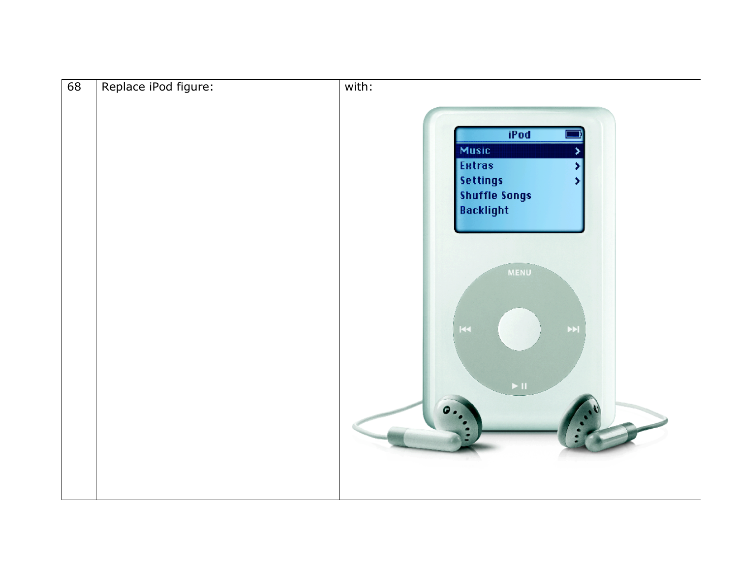| 68 | Replace iPod figure: | with: |
|---|---|---|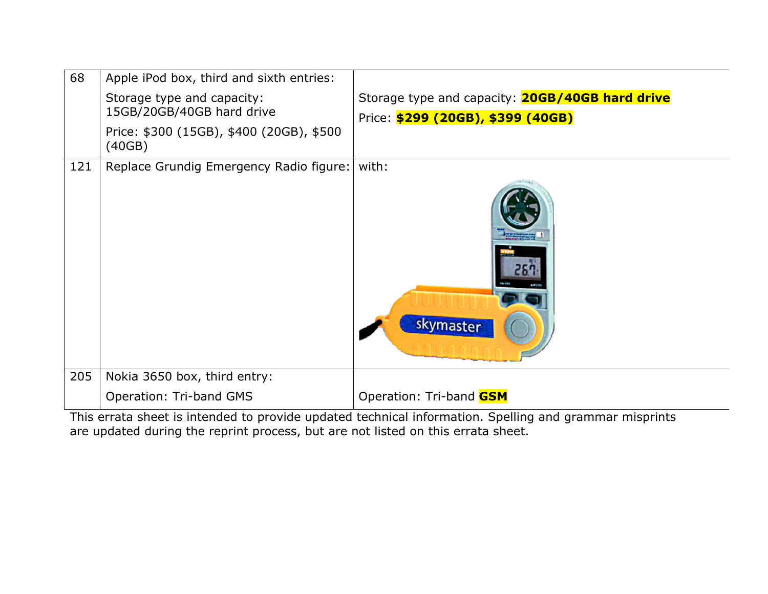| | | |
|---|---|---|
| 68 | Apple iPod box, third and sixth entries:<br>Storage type and capacity: 15GB/20GB/40GB hard drive<br>Price: $300 (15GB), $400 (20GB), $500 (40GB) | Storage type and capacity: **20GB/40GB hard drive**<br>Price: **$299 (20GB), $399 (40GB)** |
| 121 | Replace Grundig Emergency Radio figure: | with: |
| 205 | Nokia 3650 box, third entry:<br>Operation: Tri-band GMS | Operation: Tri-band **GSM** |

This errata sheet is intended to provide updated technical information. Spelling and grammar misprints are updated during the reprint process, but are not listed on this errata sheet.